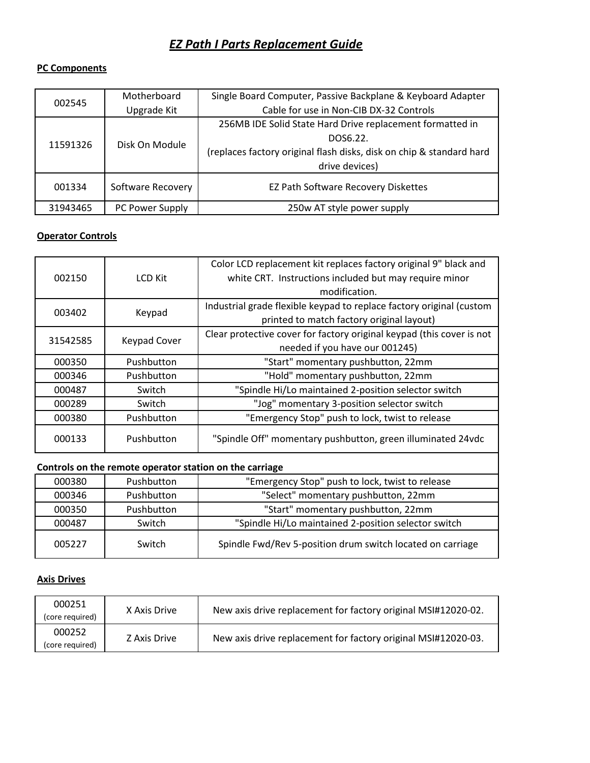# *EZ Path I Parts Replacement Guide*

**PC Components**

| | | |
|---|---|---|
| 002545 | Motherboard Upgrade Kit | Single Board Computer, Passive Backplane & Keyboard Adapter Cable for use in Non-CIB DX-32 Controls |
| 11591326 | Disk On Module | 256MB IDE Solid State Hard Drive replacement formatted in DOS6.22. (replaces factory original flash disks, disk on chip & standard hard drive devices) |
| 001334 | Software Recovery | EZ Path Software Recovery Diskettes |
| 31943465 | PC Power Supply | 250w AT style power supply |

**Operator Controls**

| | | |
|---|---|---|
| 002150 | LCD Kit | Color LCD replacement kit replaces factory original 9" black and white CRT. Instructions included but may require minor modification. |
| 003402 | Keypad | Industrial grade flexible keypad to replace factory original (custom printed to match factory original layout) |
| 31542585 | Keypad Cover | Clear protective cover for factory original keypad (this cover is not needed if you have our 001245) |
| 000350 | Pushbutton | "Start" momentary pushbutton, 22mm |
| 000346 | Pushbutton | "Hold" momentary pushbutton, 22mm |
| 000487 | Switch | "Spindle Hi/Lo maintained 2-position selector switch |
| 000289 | Switch | "Jog" momentary 3-position selector switch |
| 000380 | Pushbutton | "Emergency Stop" push to lock, twist to release |
| 000133 | Pushbutton | "Spindle Off" momentary pushbutton, green illuminated 24vdc |

**Controls on the remote operator station on the carriage**

| | | |
|---|---|---|
| 000380 | Pushbutton | "Emergency Stop" push to lock, twist to release |
| 000346 | Pushbutton | "Select" momentary pushbutton, 22mm |
| 000350 | Pushbutton | "Start" momentary pushbutton, 22mm |
| 000487 | Switch | "Spindle Hi/Lo maintained 2-position selector switch |
| 005227 | Switch | Spindle Fwd/Rev 5-position drum switch located on carriage |

**Axis Drives**

| | | |
|---|---|---|
| 000251 (core required) | X Axis Drive | New axis drive replacement for factory original MSI#12020-02. |
| 000252 (core required) | Z Axis Drive | New axis drive replacement for factory original MSI#12020-03. |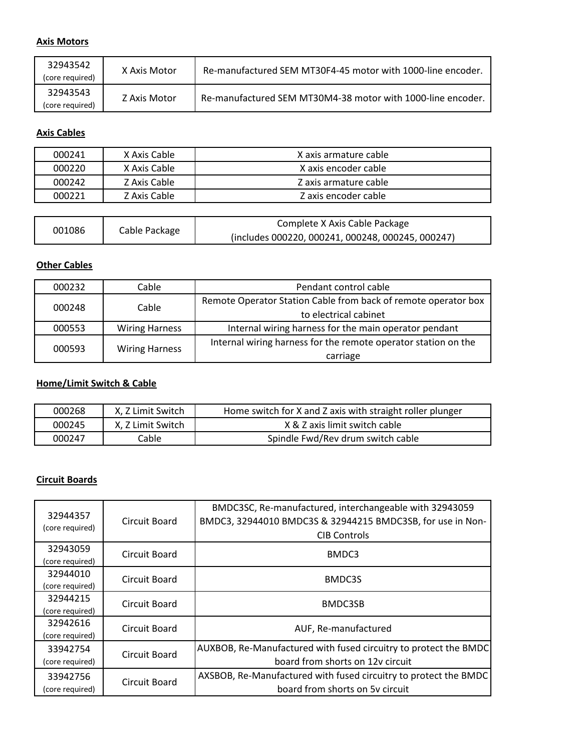**Axis Motors**

| | | |
|---|---|---|
| 32943542 (core required) | X Axis Motor | Re-manufactured SEM MT30F4-45 motor with 1000-line encoder. |
| 32943543 (core required) | Z Axis Motor | Re-manufactured SEM MT30M4-38 motor with 1000-line encoder. |

**Axis Cables**

| | | |
|---|---|---|
| 000241 | X Axis Cable | X axis armature cable |
| 000220 | X Axis Cable | X axis encoder cable |
| 000242 | Z Axis Cable | Z axis armature cable |
| 000221 | Z Axis Cable | Z axis encoder cable |

| | | |
|---|---|---|
| 001086 | Cable Package | Complete X Axis Cable Package (includes 000220, 000241, 000248, 000245, 000247) |

**Other Cables**

| | | |
|---|---|---|
| 000232 | Cable | Pendant control cable |
| 000248 | Cable | Remote Operator Station Cable from back of remote operator box to electrical cabinet |
| 000553 | Wiring Harness | Internal wiring harness for the main operator pendant |
| 000593 | Wiring Harness | Internal wiring harness for the remote operator station on the carriage |

**Home/Limit Switch & Cable**

| | | |
|---|---|---|
| 000268 | X, Z Limit Switch | Home switch for X and Z axis with straight roller plunger |
| 000245 | X, Z Limit Switch | X & Z axis limit switch cable |
| 000247 | Cable | Spindle Fwd/Rev drum switch cable |

**Circuit Boards**

| | | |
|---|---|---|
| 32944357 (core required) | Circuit Board | BMDC3SC, Re-manufactured, interchangeable with 32943059 BMDC3, 32944010 BMDC3S & 32944215 BMDC3SB, for use in Non-CIB Controls |
| 32943059 (core required) | Circuit Board | BMDC3 |
| 32944010 (core required) | Circuit Board | BMDC3S |
| 32944215 (core required) | Circuit Board | BMDC3SB |
| 32942616 (core required) | Circuit Board | AUF, Re-manufactured |
| 33942754 (core required) | Circuit Board | AUXBOB, Re-Manufactured with fused circuitry to protect the BMDC board from shorts on 12v circuit |
| 33942756 (core required) | Circuit Board | AXSBOB, Re-Manufactured with fused circuitry to protect the BMDC board from shorts on 5v circuit |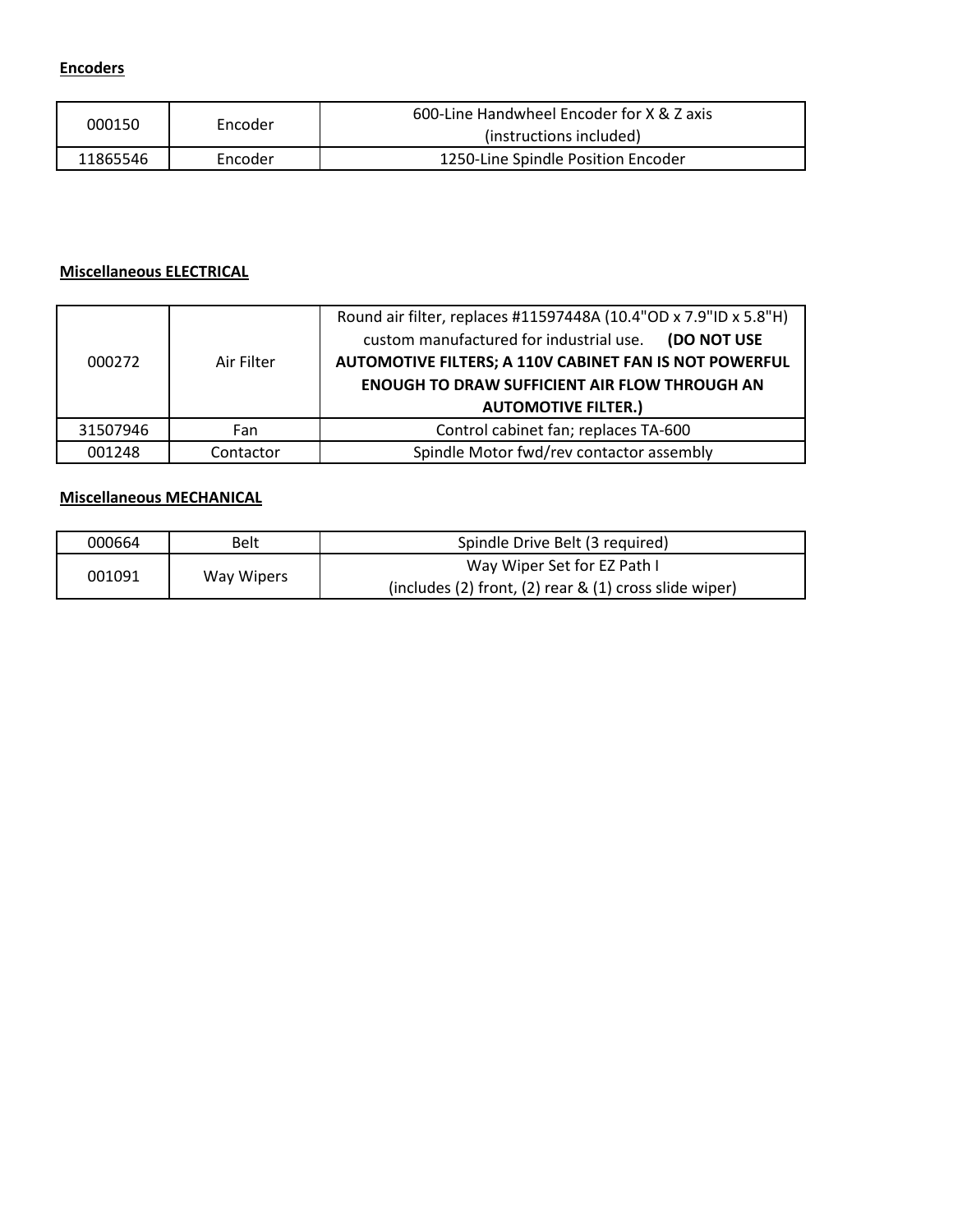**Encoders**

| | | |
|---|---|---|
| 000150 | Encoder | 600-Line Handwheel Encoder for X & Z axis (instructions included) |
| 11865546 | Encoder | 1250-Line Spindle Position Encoder |

**Miscellaneous ELECTRICAL**

| | | |
|---|---|---|
| 000272 | Air Filter | Round air filter, replaces #11597448A (10.4"OD x 7.9"ID x 5.8"H) custom manufactured for industrial use. **(DO NOT USE AUTOMOTIVE FILTERS; A 110V CABINET FAN IS NOT POWERFUL ENOUGH TO DRAW SUFFICIENT AIR FLOW THROUGH AN AUTOMOTIVE FILTER.)** |
| 31507946 | Fan | Control cabinet fan; replaces TA-600 |
| 001248 | Contactor | Spindle Motor fwd/rev contactor assembly |

**Miscellaneous MECHANICAL**

| | | |
|---|---|---|
| 000664 | Belt | Spindle Drive Belt (3 required) |
| 001091 | Way Wipers | Way Wiper Set for EZ Path I (includes (2) front, (2) rear & (1) cross slide wiper) |